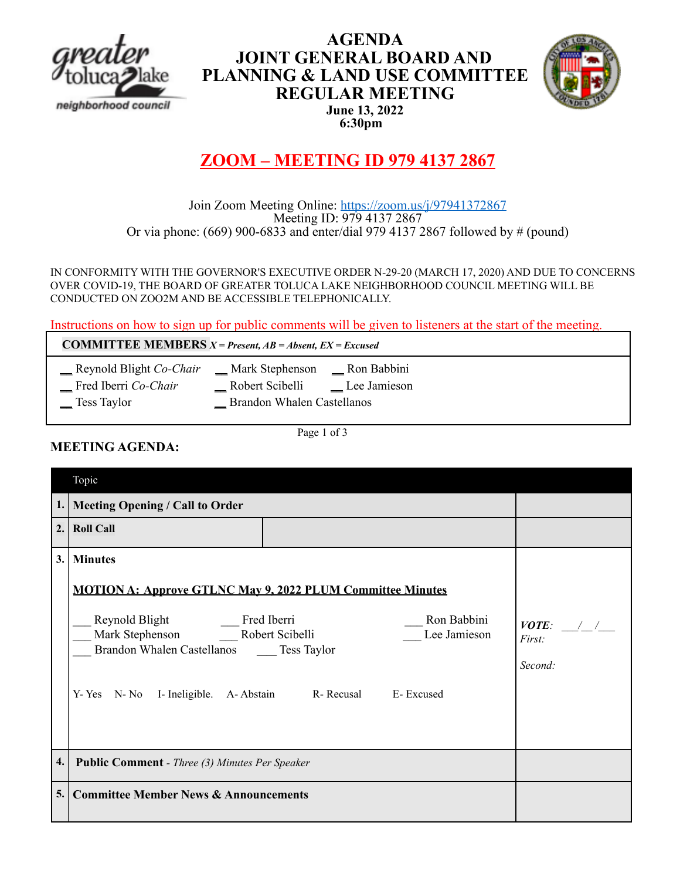# AGENDA
# JOINT GENERAL BOARD AND PLANNING & LAND USE COMMITTEE REGULAR MEETING

**June 13, 2022**
**6:30pm**

## ZOOM – MEETING ID 979 4137 2867

Join Zoom Meeting Online: https://zoom.us/j/97941372867
Meeting ID: 979 4137 2867
Or via phone: (669) 900-6833 and enter/dial 979 4137 2867 followed by # (pound)

IN CONFORMITY WITH THE GOVERNOR'S EXECUTIVE ORDER N-29-20 (MARCH 17, 2020) AND DUE TO CONCERNS OVER COVID-19, THE BOARD OF GREATER TOLUCA LAKE NEIGHBORHOOD COUNCIL MEETING WILL BE CONDUCTED ON ZOO2M AND BE ACCESSIBLE TELEPHONICALLY.

Instructions on how to sign up for public comments will be given to listeners at the start of the meeting.

**COMMITTEE MEMBERS** ***X = Present, AB = Absent, EX = Excused***

__ Reynold Blight *Co-Chair*
__ Fred Iberri *Co-Chair*
__ Tess Taylor
__ Mark Stephenson
__ Robert Scibelli
__ Brandon Whalen Castellanos
__ Ron Babbini
__ Lee Jamieson

**MEETING AGENDA:**

| | Topic | |
|---|---|---|
| **1.** | **Meeting Opening / Call to Order** | |
| **2.** | **Roll Call** | |
| **3.** | **Minutes**<br><br>**MOTION A: Approve GTLNC May 9, 2022 PLUM Committee Minutes**<br><br>___ Reynold Blight ___ Fred Iberri ___ Ron Babbini<br>___ Mark Stephenson ___ Robert Scibelli ___ Lee Jamieson<br>___ Brandon Whalen Castellanos ___ Tess Taylor<br><br>Y- Yes N- No I- Ineligible. A- Abstain R- Recusal E- Excused | ***VOTE***: ___/__/___<br>*First:*<br><br>*Second:* |
| **4.** | **Public Comment** - *Three (3) Minutes Per Speaker* | |
| **5.** | **Committee Member News & Announcements** | |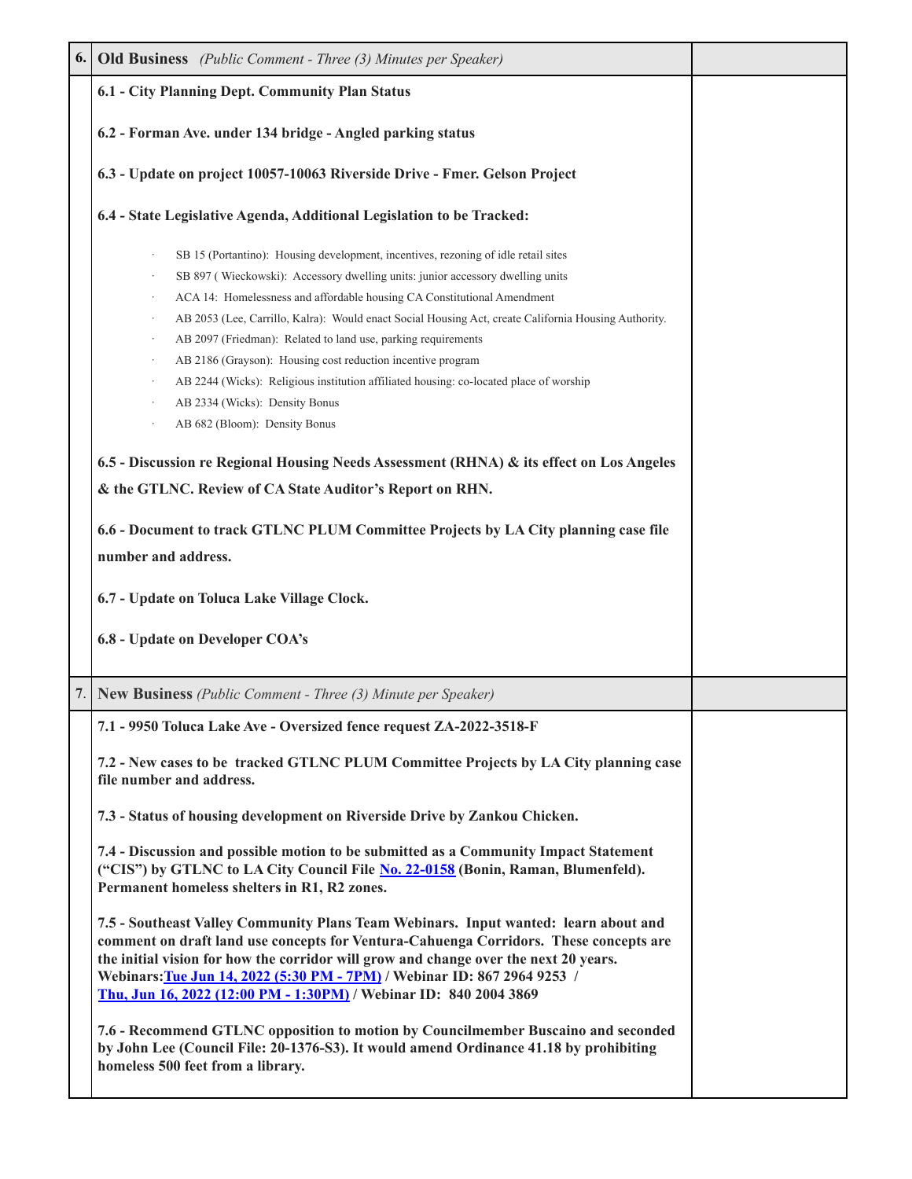| 6. | **Old Business** *(Public Comment - Three (3) Minutes per Speaker)* | |
|---|---|---|
| | **6.1 - City Planning Dept. Community Plan Status**<br><br>**6.2 - Forman Ave. under 134 bridge - Angled parking status**<br><br>**6.3 - Update on project 10057-10063 Riverside Drive - Fmer. Gelson Project**<br><br>**6.4 - State Legislative Agenda, Additional Legislation to be Tracked:**<br><br>· SB 15 (Portantino): Housing development, incentives, rezoning of idle retail sites<br>· SB 897 ( Wieckowski): Accessory dwelling units: junior accessory dwelling units<br>· ACA 14: Homelessness and affordable housing CA Constitutional Amendment<br>· AB 2053 (Lee, Carrillo, Kalra): Would enact Social Housing Act, create California Housing Authority.<br>· AB 2097 (Friedman): Related to land use, parking requirements<br>· AB 2186 (Grayson): Housing cost reduction incentive program<br>· AB 2244 (Wicks): Religious institution affiliated housing: co-located place of worship<br>· AB 2334 (Wicks): Density Bonus<br>· AB 682 (Bloom): Density Bonus<br><br>**6.5 - Discussion re Regional Housing Needs Assessment (RHNA) & its effect on Los Angeles & the GTLNC. Review of CA State Auditor's Report on RHN.**<br><br>**6.6 - Document to track GTLNC PLUM Committee Projects by LA City planning case file number and address.**<br><br>**6.7 - Update on Toluca Lake Village Clock.**<br><br>**6.8 - Update on Developer COA's** | |
| 7. | **New Business** *(Public Comment - Three (3) Minute per Speaker)* | |
| | **7.1 - 9950 Toluca Lake Ave - Oversized fence request ZA-2022-3518-F**<br><br>**7.2 - New cases to be tracked GTLNC PLUM Committee Projects by LA City planning case file number and address.**<br><br>**7.3 - Status of housing development on Riverside Drive by Zankou Chicken.**<br><br>**7.4 - Discussion and possible motion to be submitted as a Community Impact Statement ("CIS") by GTLNC to LA City Council File No. 22-0158 (Bonin, Raman, Blumenfeld). Permanent homeless shelters in R1, R2 zones.**<br><br>**7.5 - Southeast Valley Community Plans Team Webinars. Input wanted: learn about and comment on draft land use concepts for Ventura-Cahuenga Corridors. These concepts are the initial vision for how the corridor will grow and change over the next 20 years. Webinars: Tue Jun 14, 2022 (5:30 PM - 7PM) / Webinar ID: 867 2964 9253 / Thu, Jun 16, 2022 (12:00 PM - 1:30PM) / Webinar ID: 840 2004 3869**<br><br>**7.6 - Recommend GTLNC opposition to motion by Councilmember Buscaino and seconded by John Lee (Council File: 20-1376-S3). It would amend Ordinance 41.18 by prohibiting homeless 500 feet from a library.** | |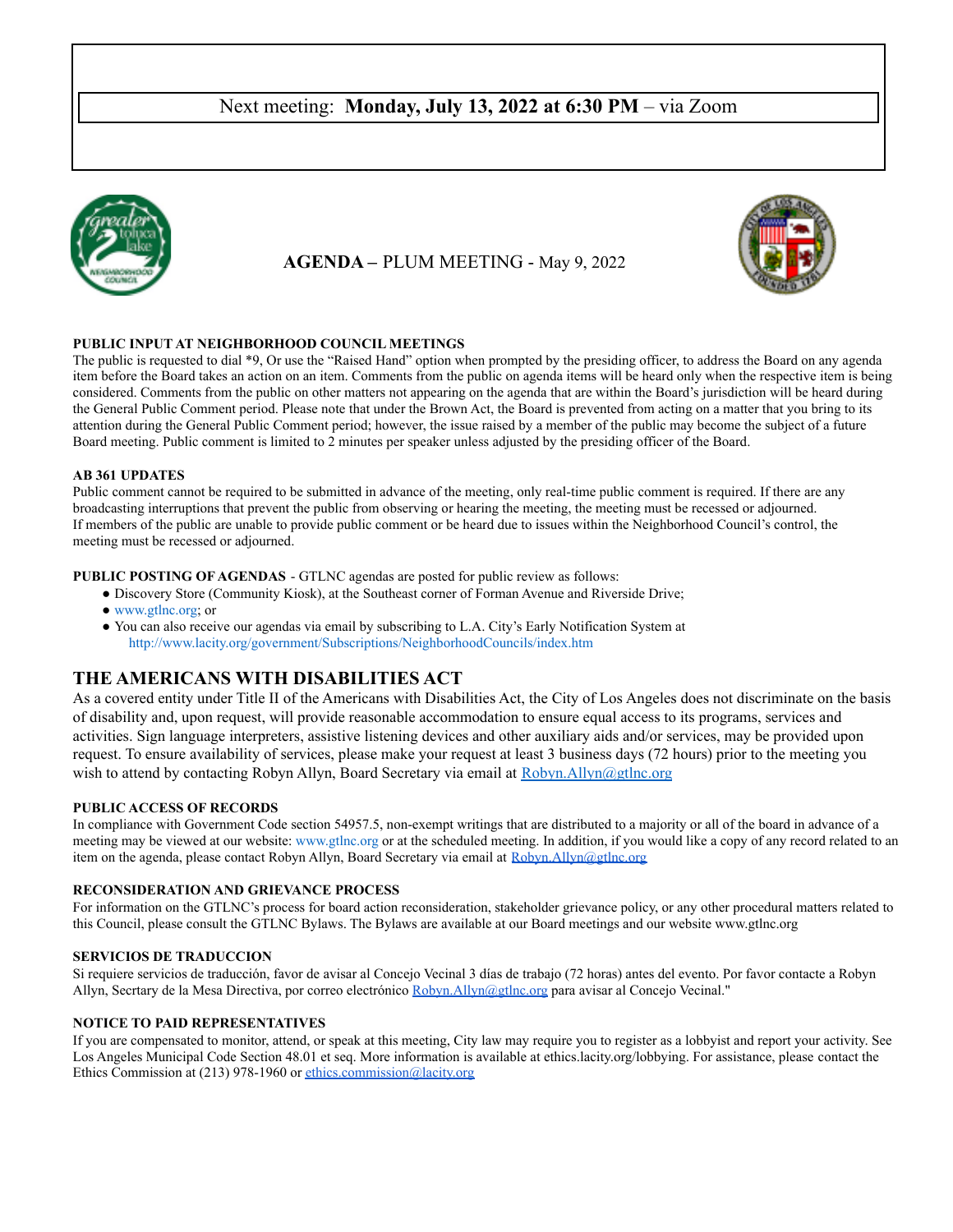Next meeting: **Monday, July 13, 2022 at 6:30 PM** – via Zoom

**AGENDA –** PLUM MEETING - May 9, 2022

**PUBLIC INPUT AT NEIGHBORHOOD COUNCIL MEETINGS**

The public is requested to dial *9, Or use the "Raised Hand" option when prompted by the presiding officer, to address the Board on any agenda item before the Board takes an action on an item. Comments from the public on agenda items will be heard only when the respective item is being considered. Comments from the public on other matters not appearing on the agenda that are within the Board's jurisdiction will be heard during the General Public Comment period. Please note that under the Brown Act, the Board is prevented from acting on a matter that you bring to its attention during the General Public Comment period; however, the issue raised by a member of the public may become the subject of a future Board meeting. Public comment is limited to 2 minutes per speaker unless adjusted by the presiding officer of the Board.

**AB 361 UPDATES**

Public comment cannot be required to be submitted in advance of the meeting, only real-time public comment is required. If there are any broadcasting interruptions that prevent the public from observing or hearing the meeting, the meeting must be recessed or adjourned. If members of the public are unable to provide public comment or be heard due to issues within the Neighborhood Council's control, the meeting must be recessed or adjourned.

**PUBLIC POSTING OF AGENDAS** - GTLNC agendas are posted for public review as follows:

- Discovery Store (Community Kiosk), at the Southeast corner of Forman Avenue and Riverside Drive;
- www.gtlnc.org; or
- You can also receive our agendas via email by subscribing to L.A. City's Early Notification System at http://www.lacity.org/government/Subscriptions/NeighborhoodCouncils/index.htm

## THE AMERICANS WITH DISABILITIES ACT

As a covered entity under Title II of the Americans with Disabilities Act, the City of Los Angeles does not discriminate on the basis of disability and, upon request, will provide reasonable accommodation to ensure equal access to its programs, services and activities. Sign language interpreters, assistive listening devices and other auxiliary aids and/or services, may be provided upon request. To ensure availability of services, please make your request at least 3 business days (72 hours) prior to the meeting you wish to attend by contacting Robyn Allyn, Board Secretary via email at Robyn.Allyn@gtlnc.org

**PUBLIC ACCESS OF RECORDS**

In compliance with Government Code section 54957.5, non-exempt writings that are distributed to a majority or all of the board in advance of a meeting may be viewed at our website: www.gtlnc.org or at the scheduled meeting. In addition, if you would like a copy of any record related to an item on the agenda, please contact Robyn Allyn, Board Secretary via email at Robyn.Allyn@gtlnc.org

**RECONSIDERATION AND GRIEVANCE PROCESS**

For information on the GTLNC's process for board action reconsideration, stakeholder grievance policy, or any other procedural matters related to this Council, please consult the GTLNC Bylaws. The Bylaws are available at our Board meetings and our website www.gtlnc.org

**SERVICIOS DE TRADUCCION**

Si requiere servicios de traducción, favor de avisar al Concejo Vecinal 3 días de trabajo (72 horas) antes del evento. Por favor contacte a Robyn Allyn, Secrtary de la Mesa Directiva, por correo electrónico Robyn.Allyn@gtlnc.org para avisar al Concejo Vecinal."

**NOTICE TO PAID REPRESENTATIVES**

If you are compensated to monitor, attend, or speak at this meeting, City law may require you to register as a lobbyist and report your activity. See Los Angeles Municipal Code Section 48.01 et seq. More information is available at ethics.lacity.org/lobbying. For assistance, please contact the Ethics Commission at (213) 978-1960 or ethics.commission@lacity.org